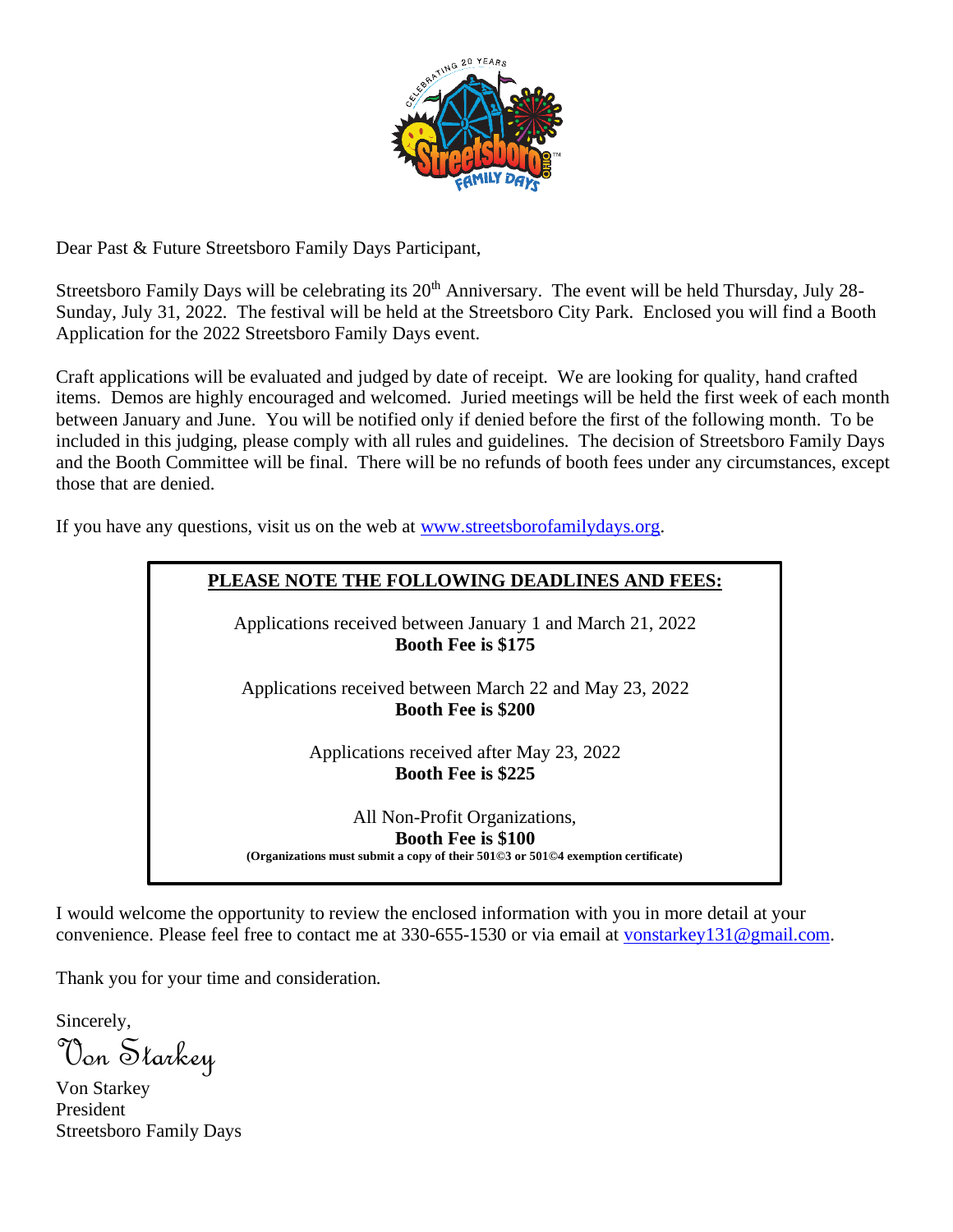Dear Past & Future Streetsboro Family Days Participant,

Streetsboro Family Days will be celebrating its 20th Anniversary. The event will be held Thursday, July 28-Sunday, July 31, 2022. The festival will be held at the Streetsboro City Park. Enclosed you will find a Booth Application for the 2022 Streetsboro Family Days event.

Craft applications will be evaluated and judged by date of receipt. We are looking for quality, hand crafted items. Demos are highly encouraged and welcomed. Juried meetings will be held the first week of each month between January and June. You will be notified only if denied before the first of the following month. To be included in this judging, please comply with all rules and guidelines. The decision of Streetsboro Family Days and the Booth Committee will be final. There will be no refunds of booth fees under any circumstances, except those that are denied.

If you have any questions, visit us on the web at www.streetsborofamilydays.org.

**PLEASE NOTE THE FOLLOWING DEADLINES AND FEES:**

Applications received between January 1 and March 21, 2022
**Booth Fee is $175**

Applications received between March 22 and May 23, 2022
**Booth Fee is $200**

Applications received after May 23, 2022
**Booth Fee is $225**

All Non-Profit Organizations,
**Booth Fee is $100**
**(Organizations must submit a copy of their 501©3 or 501©4 exemption certificate)**

I would welcome the opportunity to review the enclosed information with you in more detail at your convenience. Please feel free to contact me at 330-655-1530 or via email at vonstarkey131@gmail.com.

Thank you for your time and consideration.

Sincerely,

Von Starkey

Von Starkey
President
Streetsboro Family Days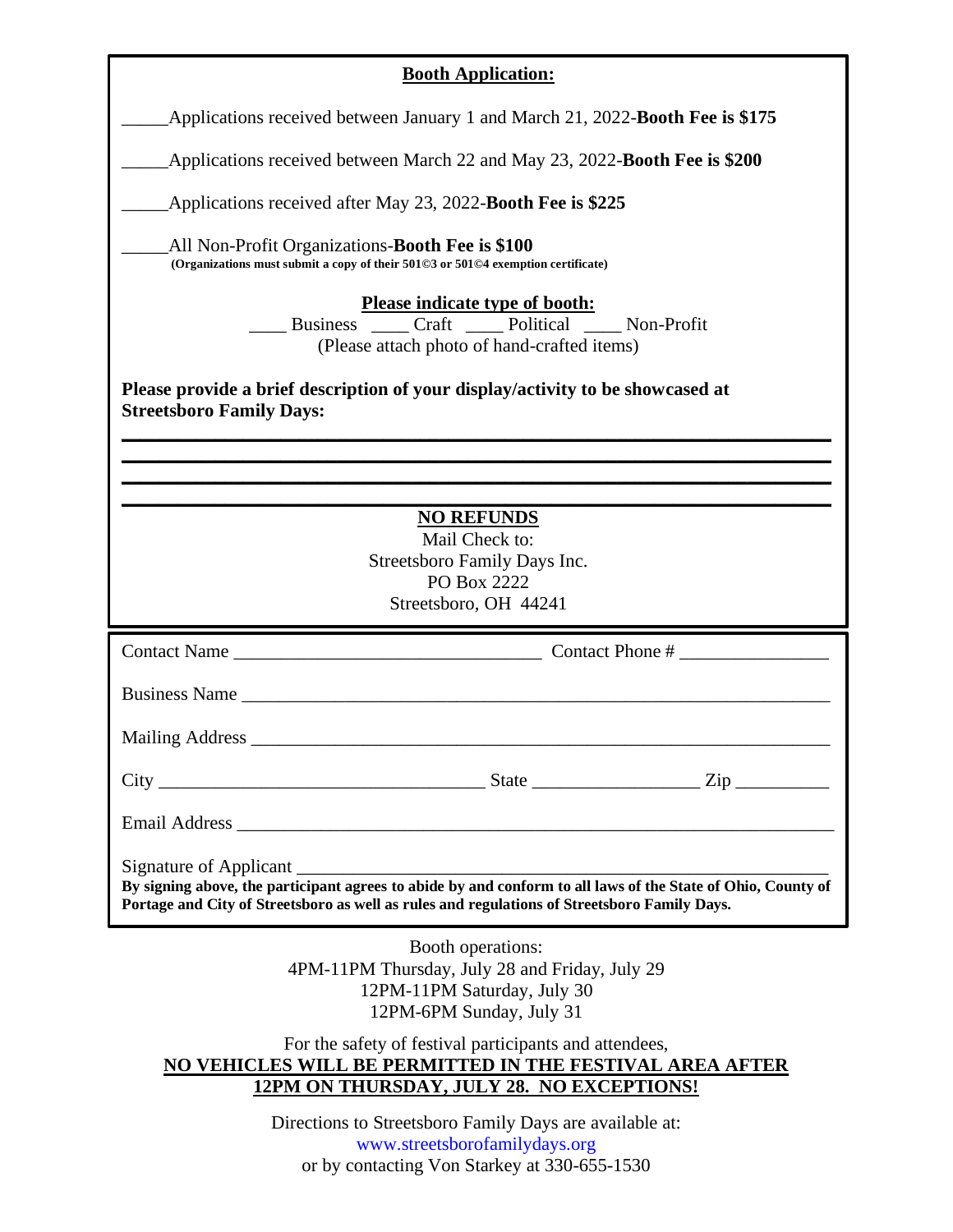**Booth Application:**

_____Applications received between January 1 and March 21, 2022-**Booth Fee is $175**

_____Applications received between March 22 and May 23, 2022-**Booth Fee is $200**

_____Applications received after May 23, 2022-**Booth Fee is $225**

_____All Non-Profit Organizations-**Booth Fee is $100**
**(Organizations must submit a copy of their 501©3 or 501©4 exemption certificate)**

**Please indicate type of booth:**

____ Business ____ Craft ____ Political ____ Non-Profit
(Please attach photo of hand-crafted items)

**Please provide a brief description of your display/activity to be showcased at Streetsboro Family Days:**

______________________________________________________________________________

______________________________________________________________________________

______________________________________________________________________________

______________________________________________________________________________

**NO REFUNDS**

Mail Check to:
Streetsboro Family Days Inc.
PO Box 2222
Streetsboro, OH 44241

Contact Name ________________________________ Contact Phone # ________________

Business Name ______________________________________________________________

Mailing Address _____________________________________________________________

City __________________________________ State _________________ Zip __________

Email Address _______________________________________________________________

Signature of Applicant ________________________________________________________

**By signing above, the participant agrees to abide by and conform to all laws of the State of Ohio, County of Portage and City of Streetsboro as well as rules and regulations of Streetsboro Family Days.**

Booth operations:
4PM-11PM Thursday, July 28 and Friday, July 29
12PM-11PM Saturday, July 30
12PM-6PM Sunday, July 31

For the safety of festival participants and attendees,
**NO VEHICLES WILL BE PERMITTED IN THE FESTIVAL AREA AFTER 12PM ON THURSDAY, JULY 28. NO EXCEPTIONS!**

Directions to Streetsboro Family Days are available at:
www.streetsborofamilydays.org
or by contacting Von Starkey at 330-655-1530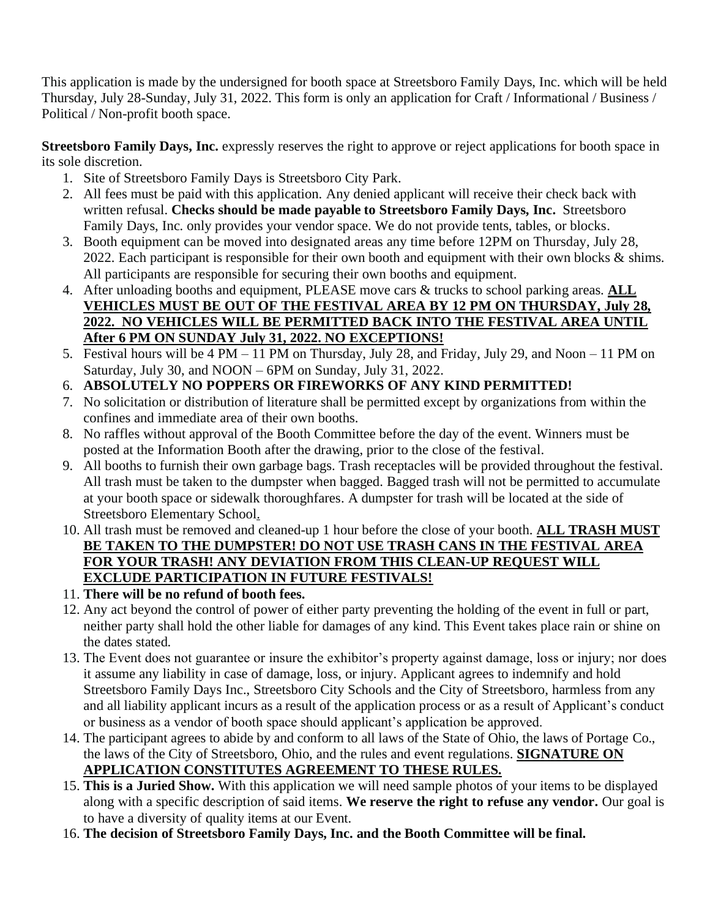This application is made by the undersigned for booth space at Streetsboro Family Days, Inc. which will be held Thursday, July 28-Sunday, July 31, 2022. This form is only an application for Craft / Informational / Business / Political / Non-profit booth space.

**Streetsboro Family Days, Inc.** expressly reserves the right to approve or reject applications for booth space in its sole discretion.

1. Site of Streetsboro Family Days is Streetsboro City Park.
2. All fees must be paid with this application. Any denied applicant will receive their check back with written refusal. **Checks should be made payable to Streetsboro Family Days, Inc.** Streetsboro Family Days, Inc. only provides your vendor space. We do not provide tents, tables, or blocks.
3. Booth equipment can be moved into designated areas any time before 12PM on Thursday, July 28, 2022. Each participant is responsible for their own booth and equipment with their own blocks & shims. All participants are responsible for securing their own booths and equipment.
4. After unloading booths and equipment, PLEASE move cars & trucks to school parking areas. **ALL VEHICLES MUST BE OUT OF THE FESTIVAL AREA BY 12 PM ON THURSDAY, July 28, 2022. NO VEHICLES WILL BE PERMITTED BACK INTO THE FESTIVAL AREA UNTIL After 6 PM ON SUNDAY July 31, 2022. NO EXCEPTIONS!**
5. Festival hours will be 4 PM – 11 PM on Thursday, July 28, and Friday, July 29, and Noon – 11 PM on Saturday, July 30, and NOON – 6PM on Sunday, July 31, 2022.
6. **ABSOLUTELY NO POPPERS OR FIREWORKS OF ANY KIND PERMITTED!**
7. No solicitation or distribution of literature shall be permitted except by organizations from within the confines and immediate area of their own booths.
8. No raffles without approval of the Booth Committee before the day of the event. Winners must be posted at the Information Booth after the drawing, prior to the close of the festival.
9. All booths to furnish their own garbage bags. Trash receptacles will be provided throughout the festival. All trash must be taken to the dumpster when bagged. Bagged trash will not be permitted to accumulate at your booth space or sidewalk thoroughfares. A dumpster for trash will be located at the side of Streetsboro Elementary School.
10. All trash must be removed and cleaned-up 1 hour before the close of your booth. **ALL TRASH MUST BE TAKEN TO THE DUMPSTER! DO NOT USE TRASH CANS IN THE FESTIVAL AREA FOR YOUR TRASH! ANY DEVIATION FROM THIS CLEAN-UP REQUEST WILL EXCLUDE PARTICIPATION IN FUTURE FESTIVALS!**
11. **There will be no refund of booth fees.**
12. Any act beyond the control of power of either party preventing the holding of the event in full or part, neither party shall hold the other liable for damages of any kind. This Event takes place rain or shine on the dates stated.
13. The Event does not guarantee or insure the exhibitor's property against damage, loss or injury; nor does it assume any liability in case of damage, loss, or injury. Applicant agrees to indemnify and hold Streetsboro Family Days Inc., Streetsboro City Schools and the City of Streetsboro, harmless from any and all liability applicant incurs as a result of the application process or as a result of Applicant's conduct or business as a vendor of booth space should applicant's application be approved.
14. The participant agrees to abide by and conform to all laws of the State of Ohio, the laws of Portage Co., the laws of the City of Streetsboro, Ohio, and the rules and event regulations. **SIGNATURE ON APPLICATION CONSTITUTES AGREEMENT TO THESE RULES.**
15. **This is a Juried Show.** With this application we will need sample photos of your items to be displayed along with a specific description of said items. **We reserve the right to refuse any vendor.** Our goal is to have a diversity of quality items at our Event.
16. **The decision of Streetsboro Family Days, Inc. and the Booth Committee will be final.**